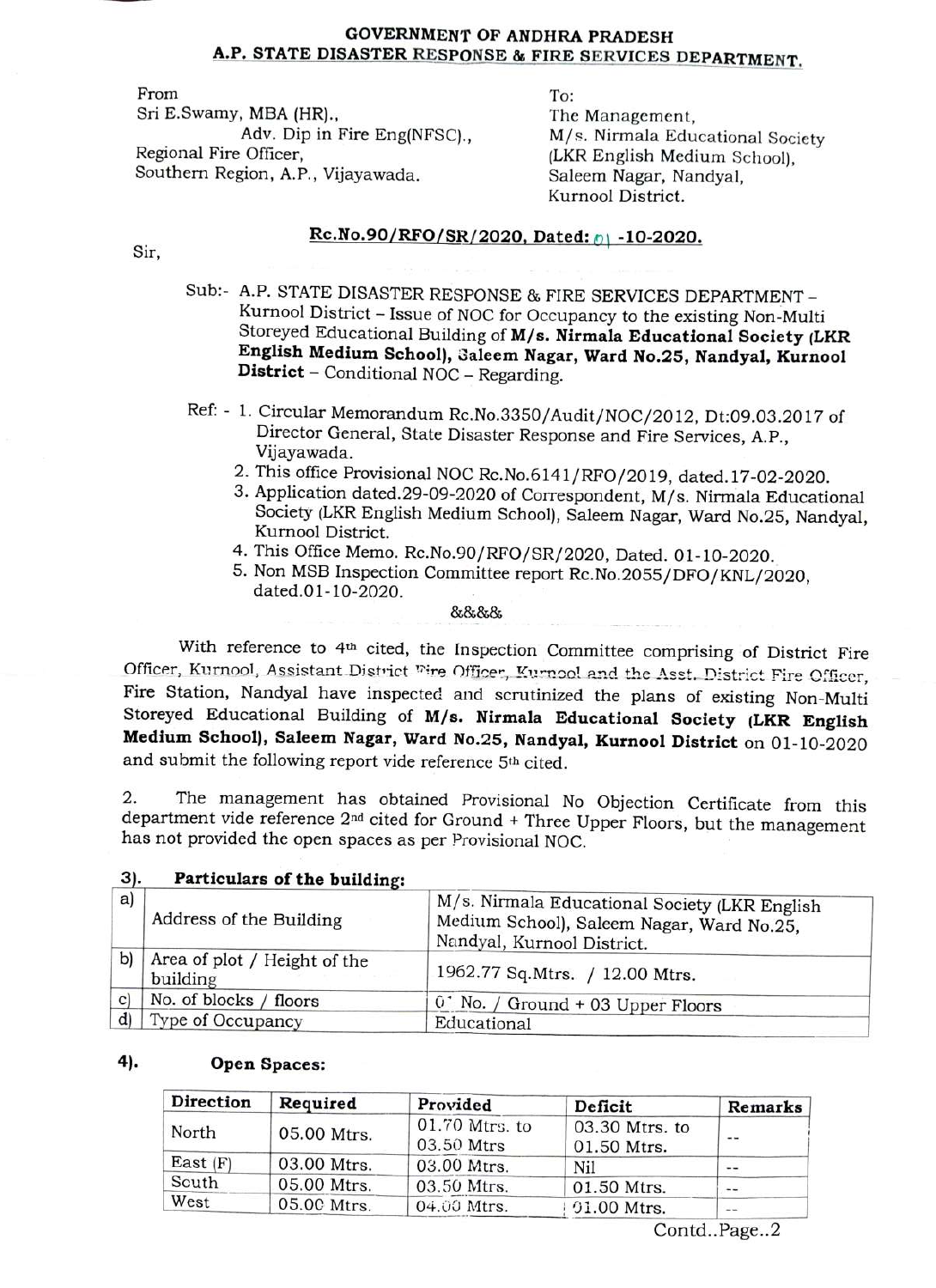**GOVERNMENT OF ANDHRA PRADESH**
**A.P. STATE DISASTER RESPONSE & FIRE SERVICES DEPARTMENT.**

From
Sri E.Swamy, MBA (HR).,
Adv. Dip in Fire Eng(NFSC).,
Regional Fire Officer,
Southern Region, A.P., Vijayawada.

To:
The Management,
M/s. Nirmala Educational Society
(LKR English Medium School),
Saleem Nagar, Nandyal,
Kurnool District.

**Rc.No.90/RFO/SR/2020, Dated: 01 -10-2020.**

Sir,

Sub:- A.P. STATE DISASTER RESPONSE & FIRE SERVICES DEPARTMENT – Kurnool District – Issue of NOC for Occupancy to the existing Non-Multi Storeyed Educational Building of **M/s. Nirmala Educational Society (LKR English Medium School), Saleem Nagar, Ward No.25, Nandyal, Kurnool District** – Conditional NOC – Regarding.

Ref: - 1. Circular Memorandum Rc.No.3350/Audit/NOC/2012, Dt:09.03.2017 of Director General, State Disaster Response and Fire Services, A.P., Vijayawada.
2. This office Provisional NOC Rc.No.6141/RFO/2019, dated.17-02-2020.
3. Application dated.29-09-2020 of Correspondent, M/s. Nirmala Educational Society (LKR English Medium School), Saleem Nagar, Ward No.25, Nandyal, Kurnool District.
4. This Office Memo. Rc.No.90/RFO/SR/2020, Dated. 01-10-2020.
5. Non MSB Inspection Committee report Rc.No.2055/DFO/KNL/2020, dated.01-10-2020.

&&&&

With reference to 4th cited, the Inspection Committee comprising of District Fire Officer, Kurnool, Assistant District Fire Officer, Kurnool and the Asst. District Fire Officer, Fire Station, Nandyal have inspected and scrutinized the plans of existing Non-Multi Storeyed Educational Building of **M/s. Nirmala Educational Society (LKR English Medium School), Saleem Nagar, Ward No.25, Nandyal, Kurnool District** on 01-10-2020 and submit the following report vide reference 5th cited.

2. The management has obtained Provisional No Objection Certificate from this department vide reference 2nd cited for Ground + Three Upper Floors, but the management has not provided the open spaces as per Provisional NOC.

**3). Particulars of the building:**

| | | |
|---|---|---|
| a) | Address of the Building | M/s. Nirmala Educational Society (LKR English Medium School), Saleem Nagar, Ward No.25, Nandyal, Kurnool District. |
| b) | Area of plot / Height of the building | 1962.77 Sq.Mtrs. / 12.00 Mtrs. |
| c) | No. of blocks / floors | 01 No. / Ground + 03 Upper Floors |
| d) | Type of Occupancy | Educational |

**4). Open Spaces:**

| Direction | Required | Provided | Deficit | Remarks |
|---|---|---|---|---|
| North | 05.00 Mtrs. | 01.70 Mtrs. to 03.50 Mtrs | 03.30 Mtrs. to 01.50 Mtrs. | -- |
| East (F) | 03.00 Mtrs. | 03.00 Mtrs. | Nil | -- |
| South | 05.00 Mtrs. | 03.50 Mtrs. | 01.50 Mtrs. | -- |
| West | 05.00 Mtrs. | 04.00 Mtrs. | 01.00 Mtrs. | -- |

Contd..Page..2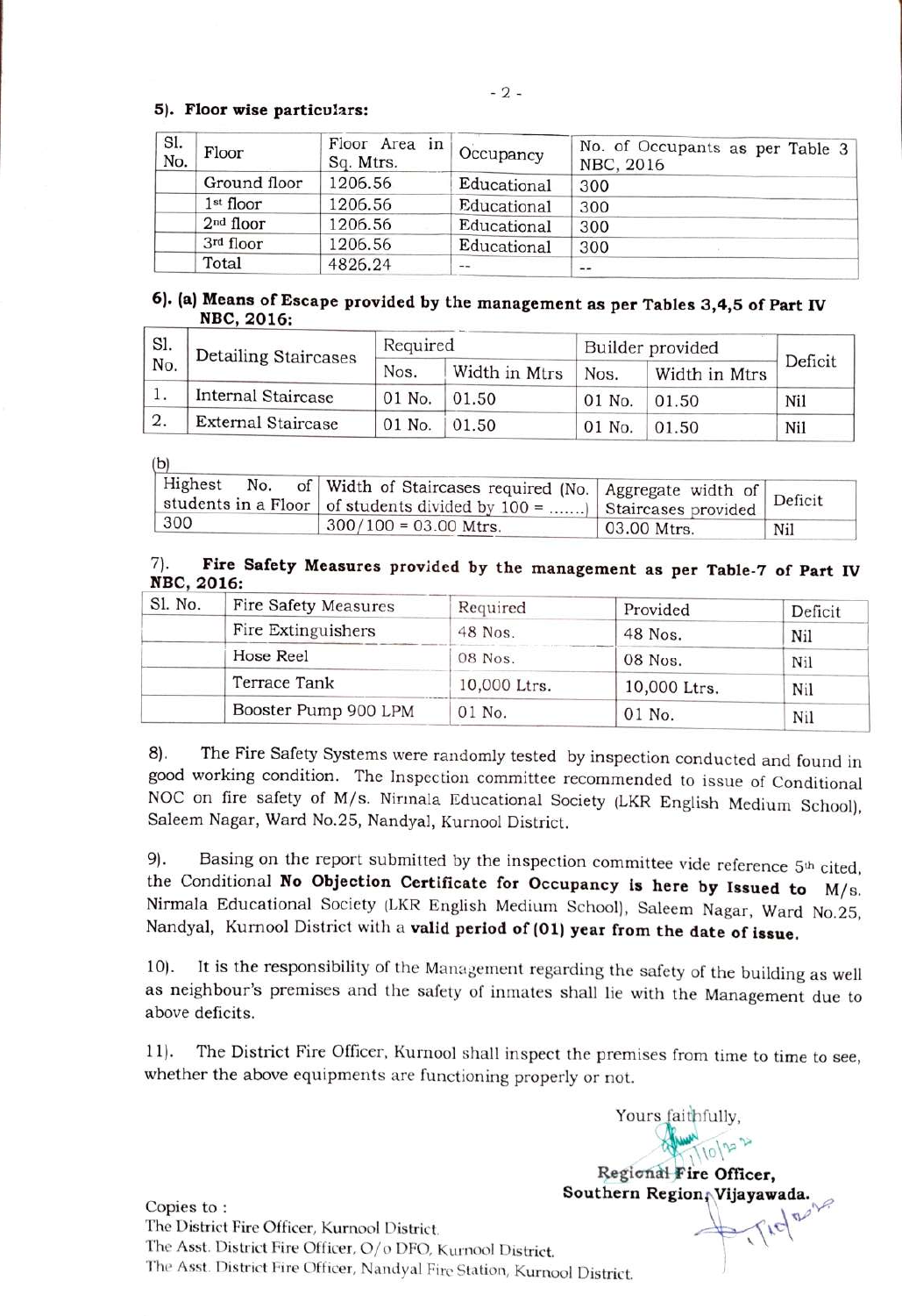**5). Floor wise particulars:**

| Sl. No. | Floor | Floor Area in Sq. Mtrs. | Occupancy | No. of Occupants as per Table 3 NBC, 2016 |
|---|---|---|---|---|
| | Ground floor | 1206.56 | Educational | 300 |
| | 1st floor | 1206.56 | Educational | 300 |
| | 2nd floor | 1206.56 | Educational | 300 |
| | 3rd floor | 1206.56 | Educational | 300 |
| | Total | 4826.24 | -- | -- |

**6). (a) Means of Escape provided by the management as per Tables 3,4,5 of Part IV NBC, 2016:**

| Sl. No. | Detailing Staircases | Required | | Builder provided | | Deficit |
|---|---|---|---|---|---|---|
| | | Nos. | Width in Mtrs | Nos. | Width in Mtrs | |
| 1. | Internal Staircase | 01 No. | 01.50 | 01 No. | 01.50 | Nil |
| 2. | External Staircase | 01 No. | 01.50 | 01 No. | 01.50 | Nil |

(b)

| Highest No. of students in a Floor | Width of Staircases required (No. of students divided by 100 = .......) | Aggregate width of Staircases provided | Deficit |
|---|---|---|---|
| 300 | 300/100 = 03.00 Mtrs. | 03.00 Mtrs. | Nil |

**7). Fire Safety Measures provided by the management as per Table-7 of Part IV NBC, 2016:**

| Sl. No. | Fire Safety Measures | Required | Provided | Deficit |
|---|---|---|---|---|
| | Fire Extinguishers | 48 Nos. | 48 Nos. | Nil |
| | Hose Reel | 08 Nos. | 08 Nos. | Nil |
| | Terrace Tank | 10,000 Ltrs. | 10,000 Ltrs. | Nil |
| | Booster Pump 900 LPM | 01 No. | 01 No. | Nil |

8). The Fire Safety Systems were randomly tested by inspection conducted and found in good working condition. The Inspection committee recommended to issue of Conditional NOC on fire safety of M/s. Nirmala Educational Society (LKR English Medium School), Saleem Nagar, Ward No.25, Nandyal, Kurnool District.

9). Basing on the report submitted by the inspection committee vide reference 5th cited, the Conditional **No Objection Certificate for Occupancy is here by Issued to** M/s. Nirmala Educational Society (LKR English Medium School), Saleem Nagar, Ward No.25, Nandyal, Kurnool District with a **valid period of (01) year from the date of issue.**

10). It is the responsibility of the Management regarding the safety of the building as well as neighbour's premises and the safety of inmates shall lie with the Management due to above deficits.

11). The District Fire Officer, Kurnool shall inspect the premises from time to time to see, whether the above equipments are functioning properly or not.

Yours faithfully,

**Regional Fire Officer,**
**Southern Region, Vijayawada.**

Copies to :
The District Fire Officer, Kurnool District.
The Asst. District Fire Officer, O/o DFO, Kurnool District.
The Asst. District Fire Officer, Nandyal Fire Station, Kurnool District.